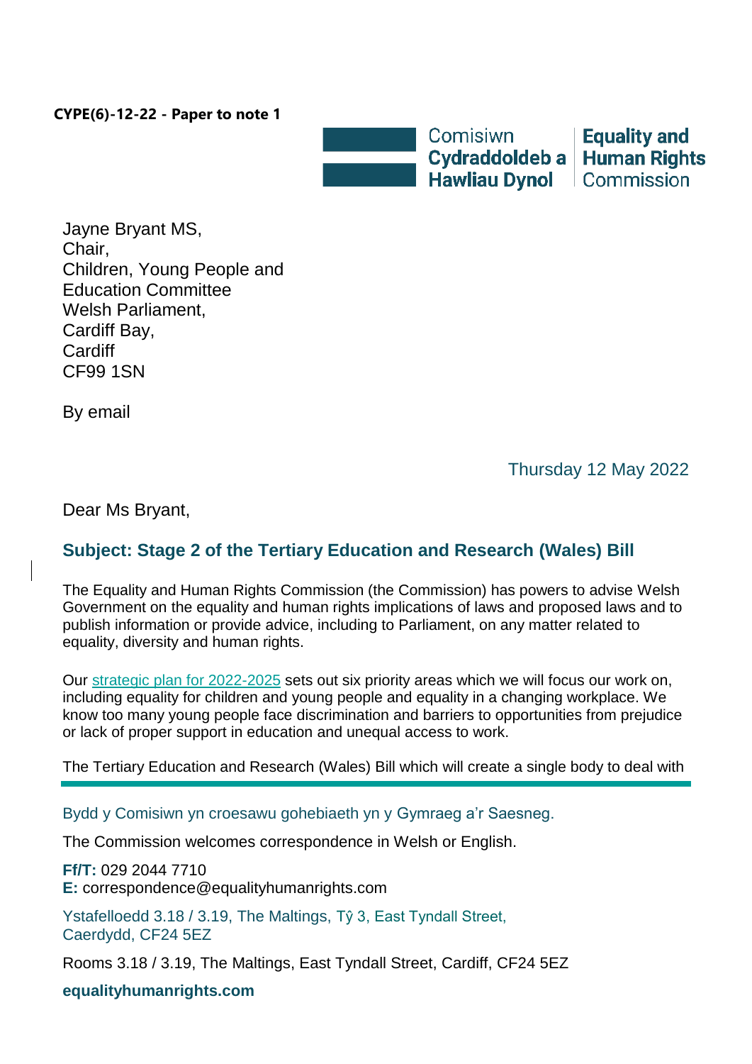**CYPE(6)-12-22 - Paper to note 1**

Comisiwn Cydraddoldeb a Hawliau Dynol | Equality and Human Rights Commission

Jayne Bryant MS,
Chair,
Children, Young People and Education Committee
Welsh Parliament,
Cardiff Bay,
Cardiff
CF99 1SN

By email

Thursday 12 May 2022

Dear Ms Bryant,

## Subject: Stage 2 of the Tertiary Education and Research (Wales) Bill

The Equality and Human Rights Commission (the Commission) has powers to advise Welsh Government on the equality and human rights implications of laws and proposed laws and to publish information or provide advice, including to Parliament, on any matter related to equality, diversity and human rights.

Our strategic plan for 2022-2025 sets out six priority areas which we will focus our work on, including equality for children and young people and equality in a changing workplace. We know too many young people face discrimination and barriers to opportunities from prejudice or lack of proper support in education and unequal access to work.

The Tertiary Education and Research (Wales) Bill which will create a single body to deal with

---

Bydd y Comisiwn yn croesawu gohebiaeth yn y Gymraeg a'r Saesneg.

The Commission welcomes correspondence in Welsh or English.

**Ff/T:** 029 2044 7710
**E:** correspondence@equalityhumanrights.com

Ystafelloedd 3.18 / 3.19, The Maltings, Tŷ 3, East Tyndall Street, Caerdydd, CF24 5EZ

Rooms 3.18 / 3.19, The Maltings, East Tyndall Street, Cardiff, CF24 5EZ

**equalityhumanrights.com**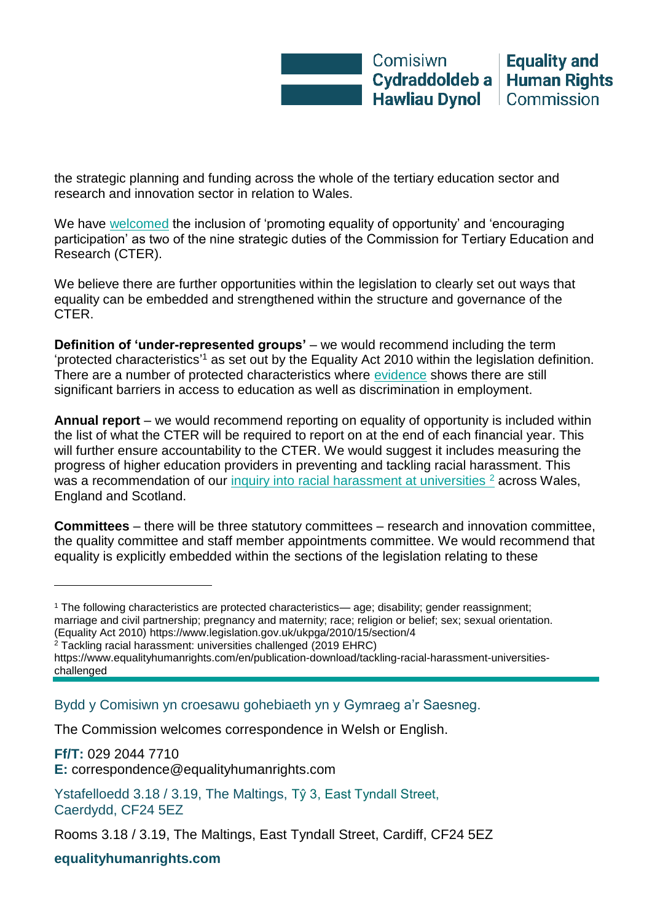the strategic planning and funding across the whole of the tertiary education sector and research and innovation sector in relation to Wales.

We have welcomed the inclusion of 'promoting equality of opportunity' and 'encouraging participation' as two of the nine strategic duties of the Commission for Tertiary Education and Research (CTER).

We believe there are further opportunities within the legislation to clearly set out ways that equality can be embedded and strengthened within the structure and governance of the CTER.

**Definition of 'under-represented groups'** – we would recommend including the term 'protected characteristics'[1] as set out by the Equality Act 2010 within the legislation definition. There are a number of protected characteristics where evidence shows there are still significant barriers in access to education as well as discrimination in employment.

**Annual report** – we would recommend reporting on equality of opportunity is included within the list of what the CTER will be required to report on at the end of each financial year. This will further ensure accountability to the CTER. We would suggest it includes measuring the progress of higher education providers in preventing and tackling racial harassment. This was a recommendation of our inquiry into racial harassment at universities [2] across Wales, England and Scotland.

**Committees** – there will be three statutory committees – research and innovation committee, the quality committee and staff member appointments committee. We would recommend that equality is explicitly embedded within the sections of the legislation relating to these

---

[1] The following characteristics are protected characteristics— age; disability; gender reassignment; marriage and civil partnership; pregnancy and maternity; race; religion or belief; sex; sexual orientation. (Equality Act 2010) https://www.legislation.gov.uk/ukpga/2010/15/section/4

[2] Tackling racial harassment: universities challenged (2019 EHRC) https://www.equalityhumanrights.com/en/publication-download/tackling-racial-harassment-universities-challenged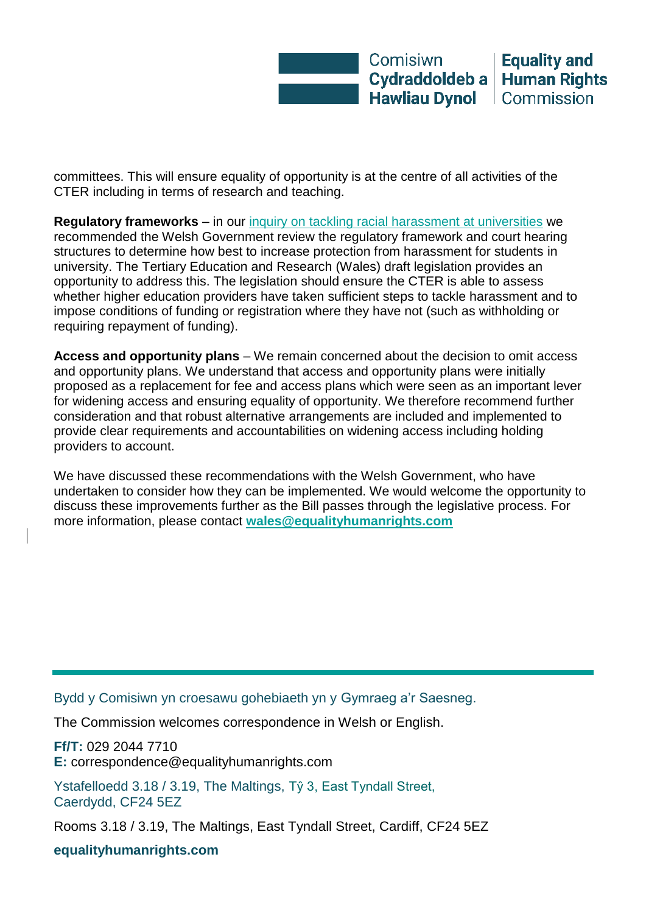committees. This will ensure equality of opportunity is at the centre of all activities of the CTER including in terms of research and teaching.

**Regulatory frameworks** – in our inquiry on tackling racial harassment at universities we recommended the Welsh Government review the regulatory framework and court hearing structures to determine how best to increase protection from harassment for students in university. The Tertiary Education and Research (Wales) draft legislation provides an opportunity to address this. The legislation should ensure the CTER is able to assess whether higher education providers have taken sufficient steps to tackle harassment and to impose conditions of funding or registration where they have not (such as withholding or requiring repayment of funding).

**Access and opportunity plans** – We remain concerned about the decision to omit access and opportunity plans. We understand that access and opportunity plans were initially proposed as a replacement for fee and access plans which were seen as an important lever for widening access and ensuring equality of opportunity. We therefore recommend further consideration and that robust alternative arrangements are included and implemented to provide clear requirements and accountabilities on widening access including holding providers to account.

We have discussed these recommendations with the Welsh Government, who have undertaken to consider how they can be implemented. We would welcome the opportunity to discuss these improvements further as the Bill passes through the legislative process. For more information, please contact **wales@equalityhumanrights.com**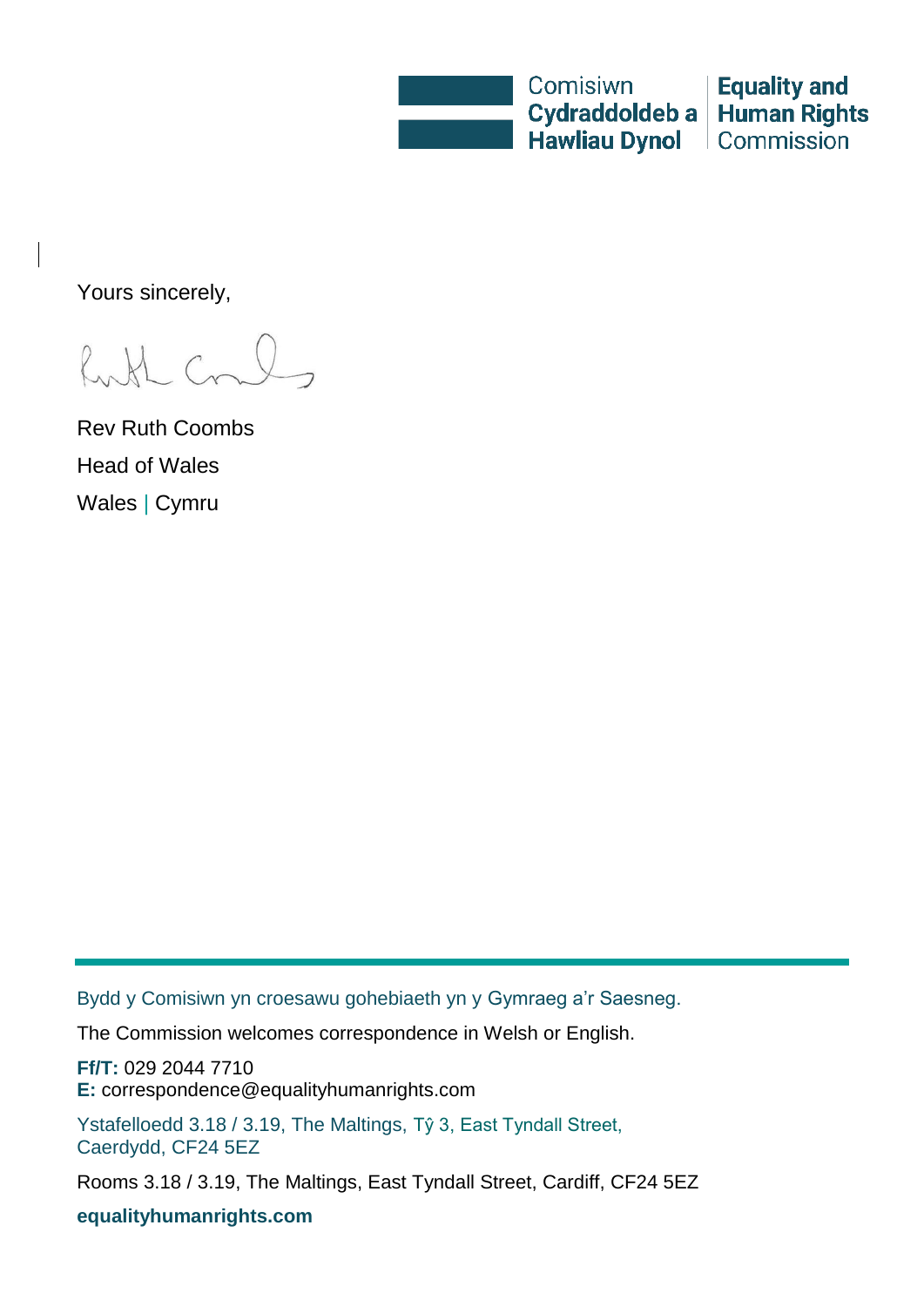Comisiwn Cydraddoldeb a Hawliau Dynol | Equality and Human Rights Commission

Yours sincerely,

Rev Ruth Coombs
Head of Wales
Wales | Cymru

Bydd y Comisiwn yn croesawu gohebiaeth yn y Gymraeg a'r Saesneg.

The Commission welcomes correspondence in Welsh or English.

**Ff/T:** 029 2044 7710
**E:** correspondence@equalityhumanrights.com

Ystafelloedd 3.18 / 3.19, The Maltings, Tŷ 3, East Tyndall Street, Caerdydd, CF24 5EZ

Rooms 3.18 / 3.19, The Maltings, East Tyndall Street, Cardiff, CF24 5EZ

**equalityhumanrights.com**